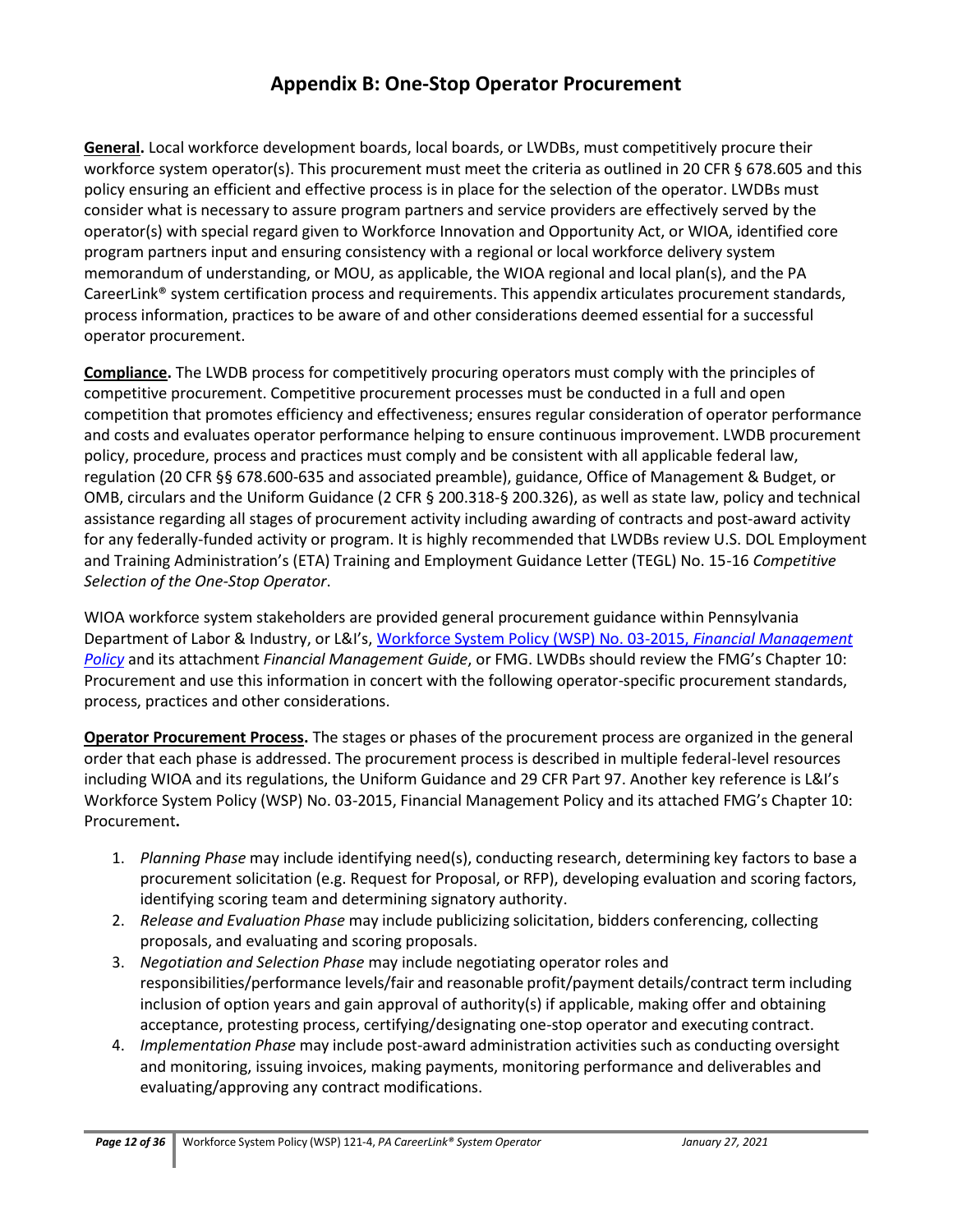# Appendix B: One-Stop Operator Procurement

**General.** Local workforce development boards, local boards, or LWDBs, must competitively procure their workforce system operator(s). This procurement must meet the criteria as outlined in 20 CFR § 678.605 and this policy ensuring an efficient and effective process is in place for the selection of the operator. LWDBs must consider what is necessary to assure program partners and service providers are effectively served by the operator(s) with special regard given to Workforce Innovation and Opportunity Act, or WIOA, identified core program partners input and ensuring consistency with a regional or local workforce delivery system memorandum of understanding, or MOU, as applicable, the WIOA regional and local plan(s), and the PA CareerLink® system certification process and requirements. This appendix articulates procurement standards, process information, practices to be aware of and other considerations deemed essential for a successful operator procurement.

**Compliance.** The LWDB process for competitively procuring operators must comply with the principles of competitive procurement. Competitive procurement processes must be conducted in a full and open competition that promotes efficiency and effectiveness; ensures regular consideration of operator performance and costs and evaluates operator performance helping to ensure continuous improvement. LWDB procurement policy, procedure, process and practices must comply and be consistent with all applicable federal law, regulation (20 CFR §§ 678.600-635 and associated preamble), guidance, Office of Management & Budget, or OMB, circulars and the Uniform Guidance (2 CFR § 200.318-§ 200.326), as well as state law, policy and technical assistance regarding all stages of procurement activity including awarding of contracts and post-award activity for any federally-funded activity or program. It is highly recommended that LWDBs review U.S. DOL Employment and Training Administration's (ETA) Training and Employment Guidance Letter (TEGL) No. 15-16 *Competitive Selection of the One-Stop Operator*.

WIOA workforce system stakeholders are provided general procurement guidance within Pennsylvania Department of Labor & Industry, or L&I's, Workforce System Policy (WSP) No. 03-2015, *Financial Management Policy* and its attachment *Financial Management Guide*, or FMG. LWDBs should review the FMG's Chapter 10: Procurement and use this information in concert with the following operator-specific procurement standards, process, practices and other considerations.

**Operator Procurement Process.** The stages or phases of the procurement process are organized in the general order that each phase is addressed. The procurement process is described in multiple federal-level resources including WIOA and its regulations, the Uniform Guidance and 29 CFR Part 97. Another key reference is L&I's Workforce System Policy (WSP) No. 03-2015, Financial Management Policy and its attached FMG's Chapter 10: Procurement**.**

1. *Planning Phase* may include identifying need(s), conducting research, determining key factors to base a procurement solicitation (e.g. Request for Proposal, or RFP), developing evaluation and scoring factors, identifying scoring team and determining signatory authority.
2. *Release and Evaluation Phase* may include publicizing solicitation, bidders conferencing, collecting proposals, and evaluating and scoring proposals.
3. *Negotiation and Selection Phase* may include negotiating operator roles and responsibilities/performance levels/fair and reasonable profit/payment details/contract term including inclusion of option years and gain approval of authority(s) if applicable, making offer and obtaining acceptance, protesting process, certifying/designating one-stop operator and executing contract.
4. *Implementation Phase* may include post-award administration activities such as conducting oversight and monitoring, issuing invoices, making payments, monitoring performance and deliverables and evaluating/approving any contract modifications.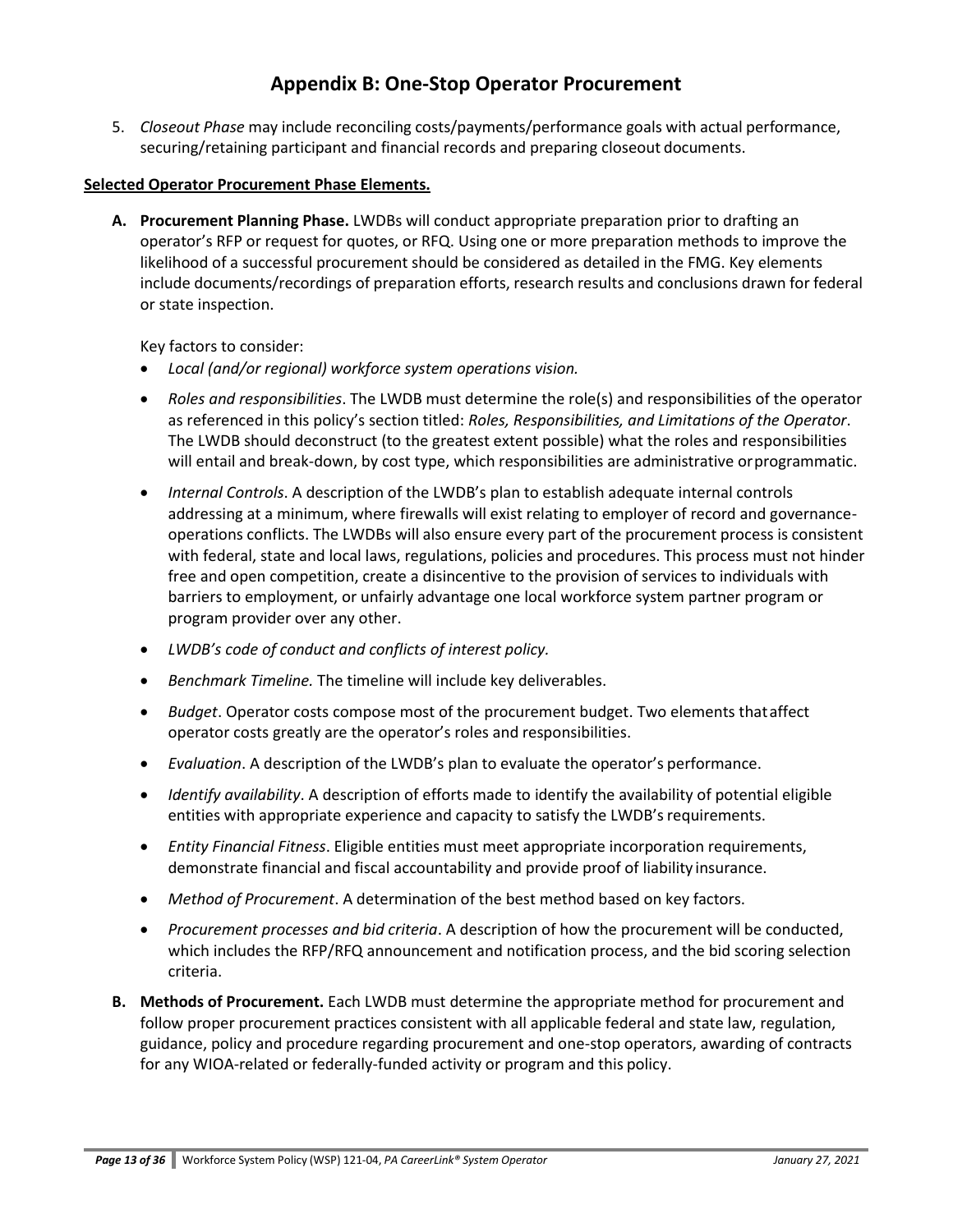# Appendix B: One-Stop Operator Procurement

5. *Closeout Phase* may include reconciling costs/payments/performance goals with actual performance, securing/retaining participant and financial records and preparing closeout documents.

**Selected Operator Procurement Phase Elements.**

**A. Procurement Planning Phase.** LWDBs will conduct appropriate preparation prior to drafting an operator's RFP or request for quotes, or RFQ. Using one or more preparation methods to improve the likelihood of a successful procurement should be considered as detailed in the FMG. Key elements include documents/recordings of preparation efforts, research results and conclusions drawn for federal or state inspection.

Key factors to consider:

- *Local (and/or regional) workforce system operations vision.*
- *Roles and responsibilities*. The LWDB must determine the role(s) and responsibilities of the operator as referenced in this policy's section titled: *Roles, Responsibilities, and Limitations of the Operator*. The LWDB should deconstruct (to the greatest extent possible) what the roles and responsibilities will entail and break-down, by cost type, which responsibilities are administrative or programmatic.
- *Internal Controls*. A description of the LWDB's plan to establish adequate internal controls addressing at a minimum, where firewalls will exist relating to employer of record and governance-operations conflicts. The LWDBs will also ensure every part of the procurement process is consistent with federal, state and local laws, regulations, policies and procedures. This process must not hinder free and open competition, create a disincentive to the provision of services to individuals with barriers to employment, or unfairly advantage one local workforce system partner program or program provider over any other.
- *LWDB's code of conduct and conflicts of interest policy.*
- *Benchmark Timeline.* The timeline will include key deliverables.
- *Budget*. Operator costs compose most of the procurement budget. Two elements that affect operator costs greatly are the operator's roles and responsibilities.
- *Evaluation*. A description of the LWDB's plan to evaluate the operator's performance.
- *Identify availability*. A description of efforts made to identify the availability of potential eligible entities with appropriate experience and capacity to satisfy the LWDB's requirements.
- *Entity Financial Fitness*. Eligible entities must meet appropriate incorporation requirements, demonstrate financial and fiscal accountability and provide proof of liability insurance.
- *Method of Procurement*. A determination of the best method based on key factors.
- *Procurement processes and bid criteria*. A description of how the procurement will be conducted, which includes the RFP/RFQ announcement and notification process, and the bid scoring selection criteria.

**B. Methods of Procurement.** Each LWDB must determine the appropriate method for procurement and follow proper procurement practices consistent with all applicable federal and state law, regulation, guidance, policy and procedure regarding procurement and one-stop operators, awarding of contracts for any WIOA-related or federally-funded activity or program and this policy.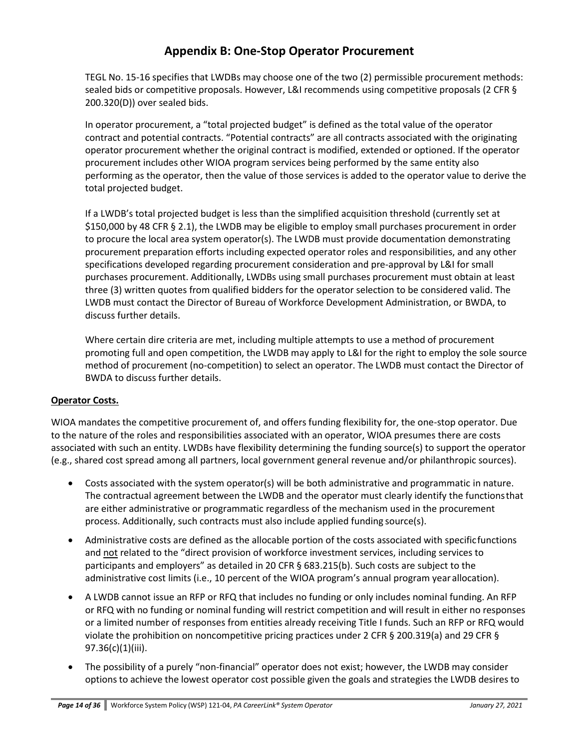# Appendix B: One-Stop Operator Procurement

TEGL No. 15-16 specifies that LWDBs may choose one of the two (2) permissible procurement methods: sealed bids or competitive proposals. However, L&I recommends using competitive proposals (2 CFR § 200.320(D)) over sealed bids.

In operator procurement, a "total projected budget" is defined as the total value of the operator contract and potential contracts. "Potential contracts" are all contracts associated with the originating operator procurement whether the original contract is modified, extended or optioned. If the operator procurement includes other WIOA program services being performed by the same entity also performing as the operator, then the value of those services is added to the operator value to derive the total projected budget.

If a LWDB's total projected budget is less than the simplified acquisition threshold (currently set at $150,000 by 48 CFR § 2.1), the LWDB may be eligible to employ small purchases procurement in order to procure the local area system operator(s). The LWDB must provide documentation demonstrating procurement preparation efforts including expected operator roles and responsibilities, and any other specifications developed regarding procurement consideration and pre-approval by L&I for small purchases procurement. Additionally, LWDBs using small purchases procurement must obtain at least three (3) written quotes from qualified bidders for the operator selection to be considered valid. The LWDB must contact the Director of Bureau of Workforce Development Administration, or BWDA, to discuss further details.

Where certain dire criteria are met, including multiple attempts to use a method of procurement promoting full and open competition, the LWDB may apply to L&I for the right to employ the sole source method of procurement (no-competition) to select an operator. The LWDB must contact the Director of BWDA to discuss further details.

**Operator Costs.**

WIOA mandates the competitive procurement of, and offers funding flexibility for, the one-stop operator. Due to the nature of the roles and responsibilities associated with an operator, WIOA presumes there are costs associated with such an entity. LWDBs have flexibility determining the funding source(s) to support the operator (e.g., shared cost spread among all partners, local government general revenue and/or philanthropic sources).

- Costs associated with the system operator(s) will be both administrative and programmatic in nature. The contractual agreement between the LWDB and the operator must clearly identify the functions that are either administrative or programmatic regardless of the mechanism used in the procurement process. Additionally, such contracts must also include applied funding source(s).
- Administrative costs are defined as the allocable portion of the costs associated with specific functions and not related to the "direct provision of workforce investment services, including services to participants and employers" as detailed in 20 CFR § 683.215(b). Such costs are subject to the administrative cost limits (i.e., 10 percent of the WIOA program's annual program year allocation).
- A LWDB cannot issue an RFP or RFQ that includes no funding or only includes nominal funding. An RFP or RFQ with no funding or nominal funding will restrict competition and will result in either no responses or a limited number of responses from entities already receiving Title I funds. Such an RFP or RFQ would violate the prohibition on noncompetitive pricing practices under 2 CFR § 200.319(a) and 29 CFR § 97.36(c)(1)(iii).
- The possibility of a purely "non-financial" operator does not exist; however, the LWDB may consider options to achieve the lowest operator cost possible given the goals and strategies the LWDB desires to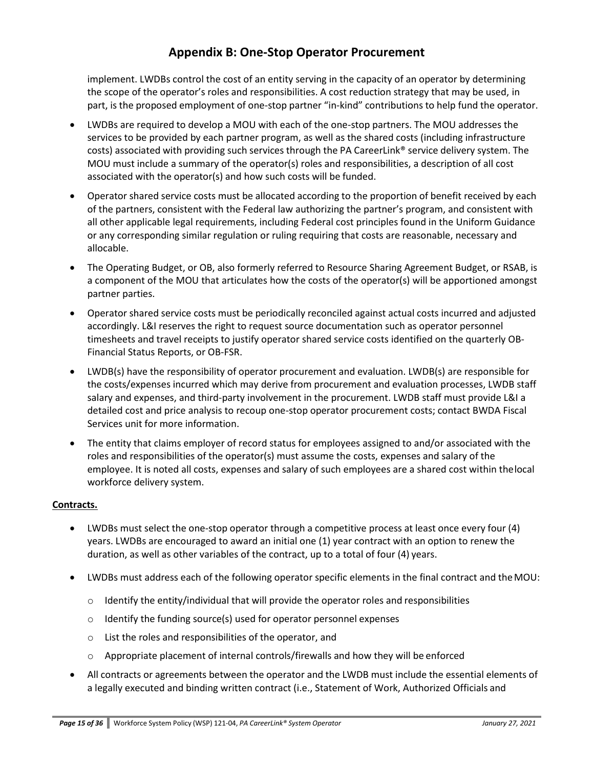# Appendix B: One-Stop Operator Procurement

implement. LWDBs control the cost of an entity serving in the capacity of an operator by determining the scope of the operator's roles and responsibilities. A cost reduction strategy that may be used, in part, is the proposed employment of one-stop partner "in-kind" contributions to help fund the operator.

- LWDBs are required to develop a MOU with each of the one-stop partners. The MOU addresses the services to be provided by each partner program, as well as the shared costs (including infrastructure costs) associated with providing such services through the PA CareerLink® service delivery system. The MOU must include a summary of the operator(s) roles and responsibilities, a description of all cost associated with the operator(s) and how such costs will be funded.
- Operator shared service costs must be allocated according to the proportion of benefit received by each of the partners, consistent with the Federal law authorizing the partner's program, and consistent with all other applicable legal requirements, including Federal cost principles found in the Uniform Guidance or any corresponding similar regulation or ruling requiring that costs are reasonable, necessary and allocable.
- The Operating Budget, or OB, also formerly referred to Resource Sharing Agreement Budget, or RSAB, is a component of the MOU that articulates how the costs of the operator(s) will be apportioned amongst partner parties.
- Operator shared service costs must be periodically reconciled against actual costs incurred and adjusted accordingly. L&I reserves the right to request source documentation such as operator personnel timesheets and travel receipts to justify operator shared service costs identified on the quarterly OB-Financial Status Reports, or OB-FSR.
- LWDB(s) have the responsibility of operator procurement and evaluation. LWDB(s) are responsible for the costs/expenses incurred which may derive from procurement and evaluation processes, LWDB staff salary and expenses, and third-party involvement in the procurement. LWDB staff must provide L&I a detailed cost and price analysis to recoup one-stop operator procurement costs; contact BWDA Fiscal Services unit for more information.
- The entity that claims employer of record status for employees assigned to and/or associated with the roles and responsibilities of the operator(s) must assume the costs, expenses and salary of the employee. It is noted all costs, expenses and salary of such employees are a shared cost within the local workforce delivery system.

**Contracts.**

- LWDBs must select the one-stop operator through a competitive process at least once every four (4) years. LWDBs are encouraged to award an initial one (1) year contract with an option to renew the duration, as well as other variables of the contract, up to a total of four (4) years.
- LWDBs must address each of the following operator specific elements in the final contract and the MOU:
  - Identify the entity/individual that will provide the operator roles and responsibilities
  - Identify the funding source(s) used for operator personnel expenses
  - List the roles and responsibilities of the operator, and
  - Appropriate placement of internal controls/firewalls and how they will be enforced
- All contracts or agreements between the operator and the LWDB must include the essential elements of a legally executed and binding written contract (i.e., Statement of Work, Authorized Officials and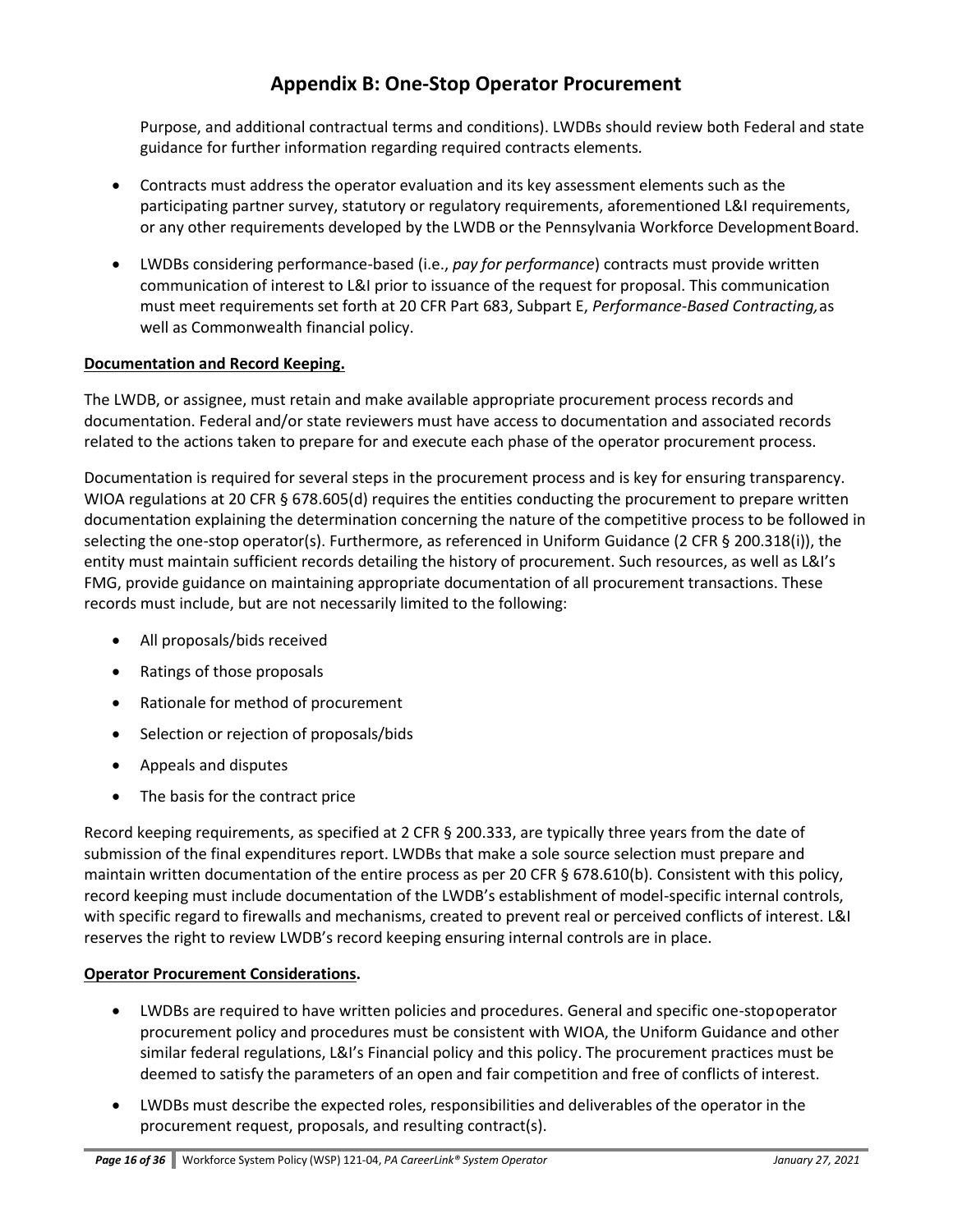# Appendix B: One-Stop Operator Procurement

Purpose, and additional contractual terms and conditions). LWDBs should review both Federal and state guidance for further information regarding required contracts elements.

- Contracts must address the operator evaluation and its key assessment elements such as the participating partner survey, statutory or regulatory requirements, aforementioned L&I requirements, or any other requirements developed by the LWDB or the Pennsylvania Workforce Development Board.
- LWDBs considering performance-based (i.e., *pay for performance*) contracts must provide written communication of interest to L&I prior to issuance of the request for proposal. This communication must meet requirements set forth at 20 CFR Part 683, Subpart E, *Performance-Based Contracting,* as well as Commonwealth financial policy.

**Documentation and Record Keeping.**

The LWDB, or assignee, must retain and make available appropriate procurement process records and documentation. Federal and/or state reviewers must have access to documentation and associated records related to the actions taken to prepare for and execute each phase of the operator procurement process.

Documentation is required for several steps in the procurement process and is key for ensuring transparency. WIOA regulations at 20 CFR § 678.605(d) requires the entities conducting the procurement to prepare written documentation explaining the determination concerning the nature of the competitive process to be followed in selecting the one-stop operator(s). Furthermore, as referenced in Uniform Guidance (2 CFR § 200.318(i)), the entity must maintain sufficient records detailing the history of procurement. Such resources, as well as L&I's FMG, provide guidance on maintaining appropriate documentation of all procurement transactions. These records must include, but are not necessarily limited to the following:

- All proposals/bids received
- Ratings of those proposals
- Rationale for method of procurement
- Selection or rejection of proposals/bids
- Appeals and disputes
- The basis for the contract price

Record keeping requirements, as specified at 2 CFR § 200.333, are typically three years from the date of submission of the final expenditures report. LWDBs that make a sole source selection must prepare and maintain written documentation of the entire process as per 20 CFR § 678.610(b). Consistent with this policy, record keeping must include documentation of the LWDB's establishment of model-specific internal controls, with specific regard to firewalls and mechanisms, created to prevent real or perceived conflicts of interest. L&I reserves the right to review LWDB's record keeping ensuring internal controls are in place.

**Operator Procurement Considerations.**

- LWDBs are required to have written policies and procedures. General and specific one-stop operator procurement policy and procedures must be consistent with WIOA, the Uniform Guidance and other similar federal regulations, L&I's Financial policy and this policy. The procurement practices must be deemed to satisfy the parameters of an open and fair competition and free of conflicts of interest.
- LWDBs must describe the expected roles, responsibilities and deliverables of the operator in the procurement request, proposals, and resulting contract(s).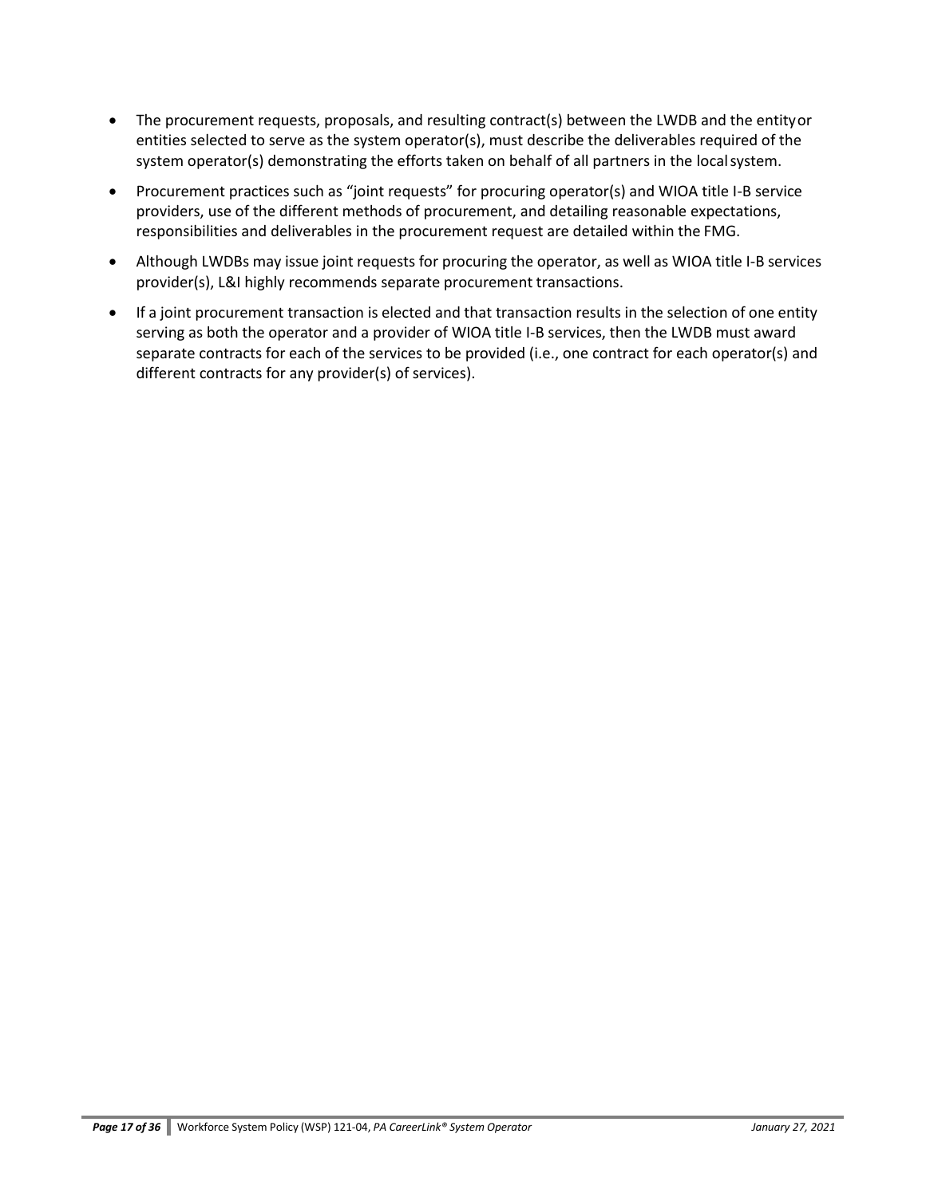- The procurement requests, proposals, and resulting contract(s) between the LWDB and the entity or entities selected to serve as the system operator(s), must describe the deliverables required of the system operator(s) demonstrating the efforts taken on behalf of all partners in the local system.
- Procurement practices such as "joint requests" for procuring operator(s) and WIOA title I-B service providers, use of the different methods of procurement, and detailing reasonable expectations, responsibilities and deliverables in the procurement request are detailed within the FMG.
- Although LWDBs may issue joint requests for procuring the operator, as well as WIOA title I-B services provider(s), L&I highly recommends separate procurement transactions.
- If a joint procurement transaction is elected and that transaction results in the selection of one entity serving as both the operator and a provider of WIOA title I-B services, then the LWDB must award separate contracts for each of the services to be provided (i.e., one contract for each operator(s) and different contracts for any provider(s) of services).